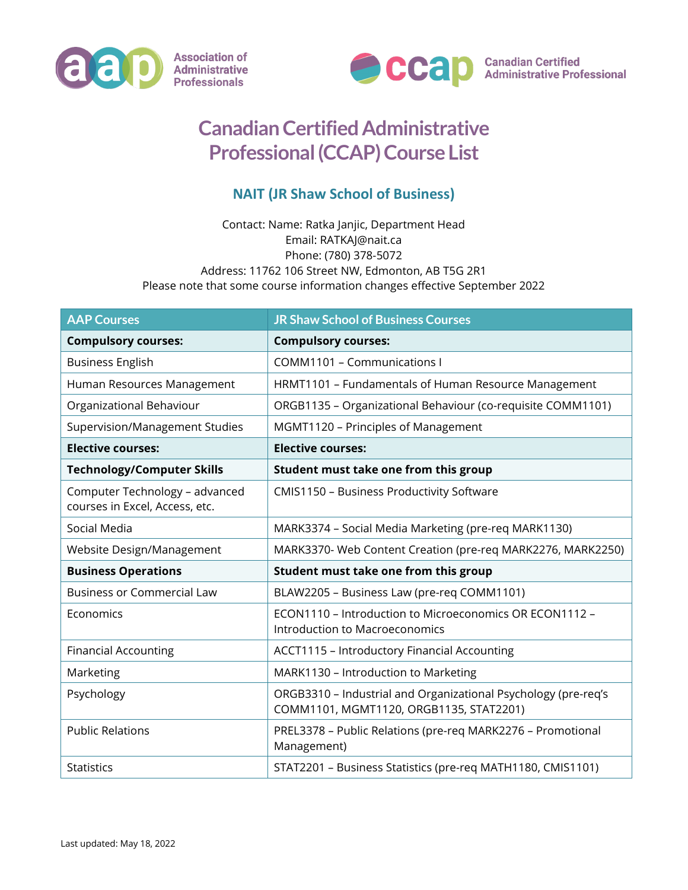Association of Administrative Professionals

Canadian Certified Administrative Professional

# Canadian Certified Administrative Professional (CCAP) Course List

## NAIT (JR Shaw School of Business)

Contact: Name: Ratka Janjic, Department Head
Email: RATKAJ@nait.ca
Phone: (780) 378-5072
Address: 11762 106 Street NW, Edmonton, AB T5G 2R1
Please note that some course information changes effective September 2022

| AAP Courses | JR Shaw School of Business Courses |
|---|---|
| **Compulsory courses:** | **Compulsory courses:** |
| Business English | COMM1101 – Communications I |
| Human Resources Management | HRMT1101 – Fundamentals of Human Resource Management |
| Organizational Behaviour | ORGB1135 – Organizational Behaviour (co-requisite COMM1101) |
| Supervision/Management Studies | MGMT1120 – Principles of Management |
| **Elective courses:** | **Elective courses:** |
| **Technology/Computer Skills** | **Student must take one from this group** |
| Computer Technology – advanced courses in Excel, Access, etc. | CMIS1150 – Business Productivity Software |
| Social Media | MARK3374 – Social Media Marketing (pre-req MARK1130) |
| Website Design/Management | MARK3370- Web Content Creation (pre-req MARK2276, MARK2250) |
| **Business Operations** | **Student must take one from this group** |
| Business or Commercial Law | BLAW2205 – Business Law (pre-req COMM1101) |
| Economics | ECON1110 – Introduction to Microeconomics OR ECON1112 – Introduction to Macroeconomics |
| Financial Accounting | ACCT1115 – Introductory Financial Accounting |
| Marketing | MARK1130 – Introduction to Marketing |
| Psychology | ORGB3310 – Industrial and Organizational Psychology (pre-req's COMM1101, MGMT1120, ORGB1135, STAT2201) |
| Public Relations | PREL3378 – Public Relations (pre-req MARK2276 – Promotional Management) |
| Statistics | STAT2201 – Business Statistics (pre-req MATH1180, CMIS1101) |

Last updated: May 18, 2022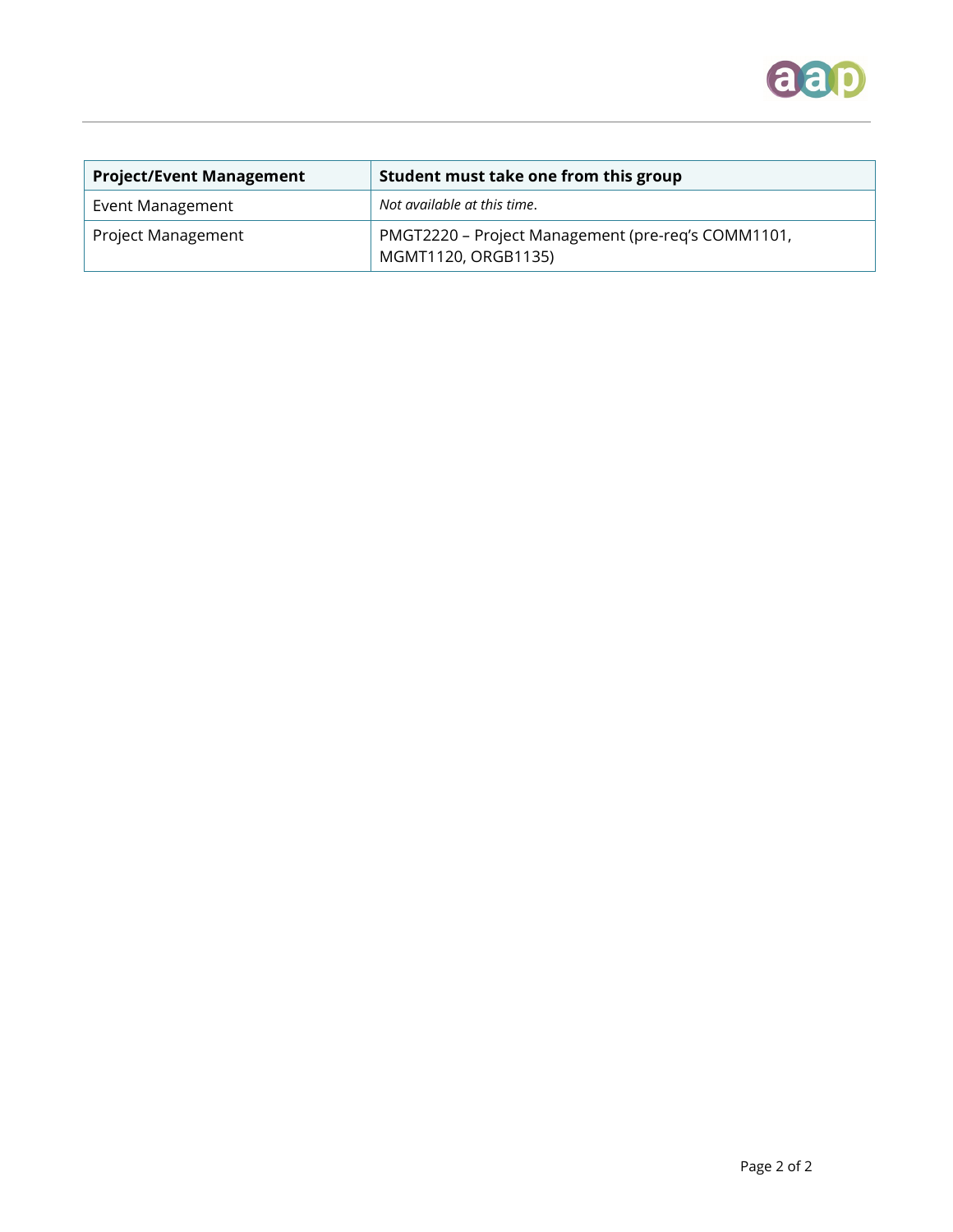| Project/Event Management | Student must take one from this group |
|---|---|
| Event Management | *Not available at this time.* |
| Project Management | PMGT2220 – Project Management (pre-req's COMM1101, MGMT1120, ORGB1135) |